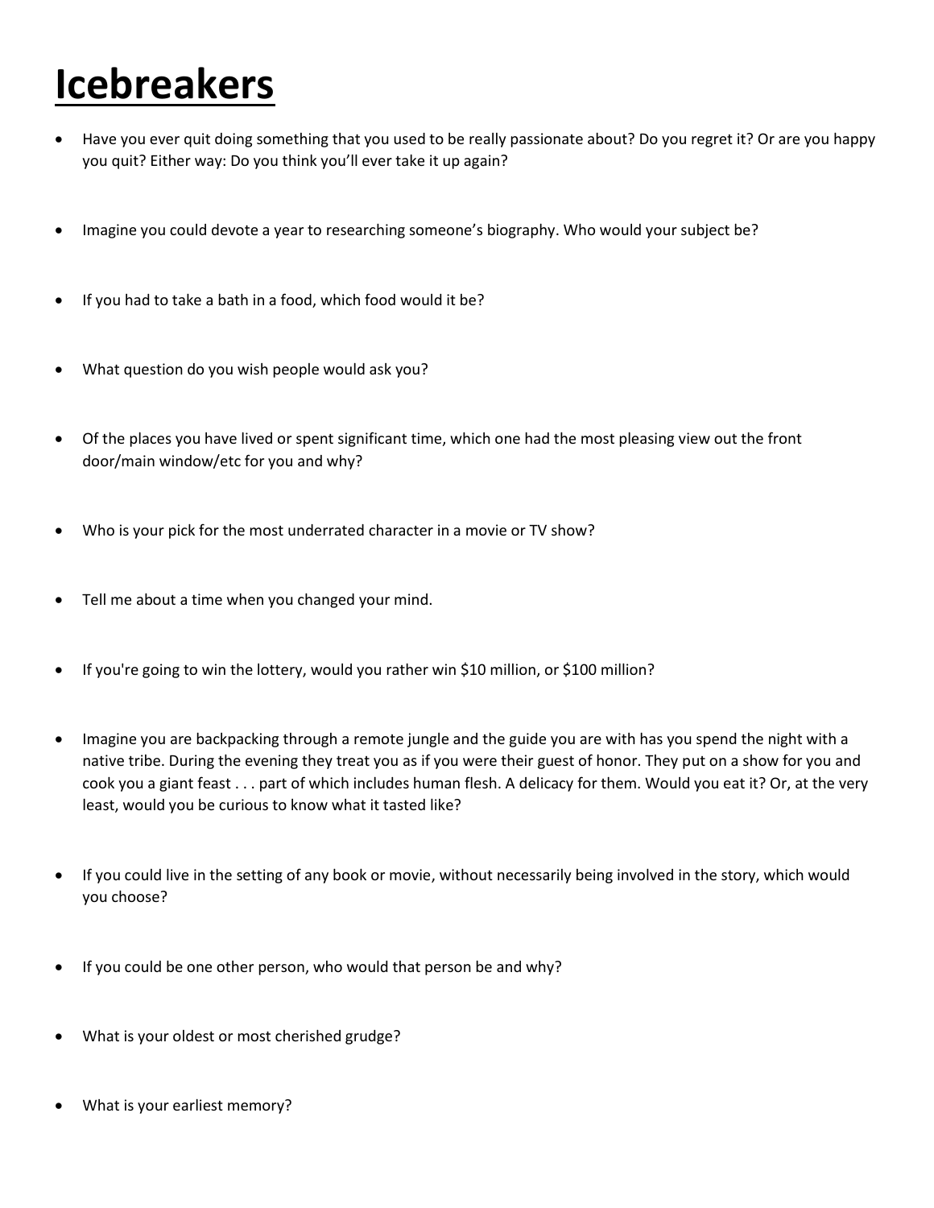# **Icebreakers**

- Have you ever quit doing something that you used to be really passionate about? Do you regret it? Or are you happy you quit? Either way: Do you think you'll ever take it up again?

- Imagine you could devote a year to researching someone's biography. Who would your subject be?

- If you had to take a bath in a food, which food would it be?

- What question do you wish people would ask you?

- Of the places you have lived or spent significant time, which one had the most pleasing view out the front door/main window/etc for you and why?

- Who is your pick for the most underrated character in a movie or TV show?

- Tell me about a time when you changed your mind.

- If you're going to win the lottery, would you rather win $10 million, or $100 million?

- Imagine you are backpacking through a remote jungle and the guide you are with has you spend the night with a native tribe. During the evening they treat you as if you were their guest of honor. They put on a show for you and cook you a giant feast . . . part of which includes human flesh. A delicacy for them. Would you eat it? Or, at the very least, would you be curious to know what it tasted like?

- If you could live in the setting of any book or movie, without necessarily being involved in the story, which would you choose?

- If you could be one other person, who would that person be and why?

- What is your oldest or most cherished grudge?

- What is your earliest memory?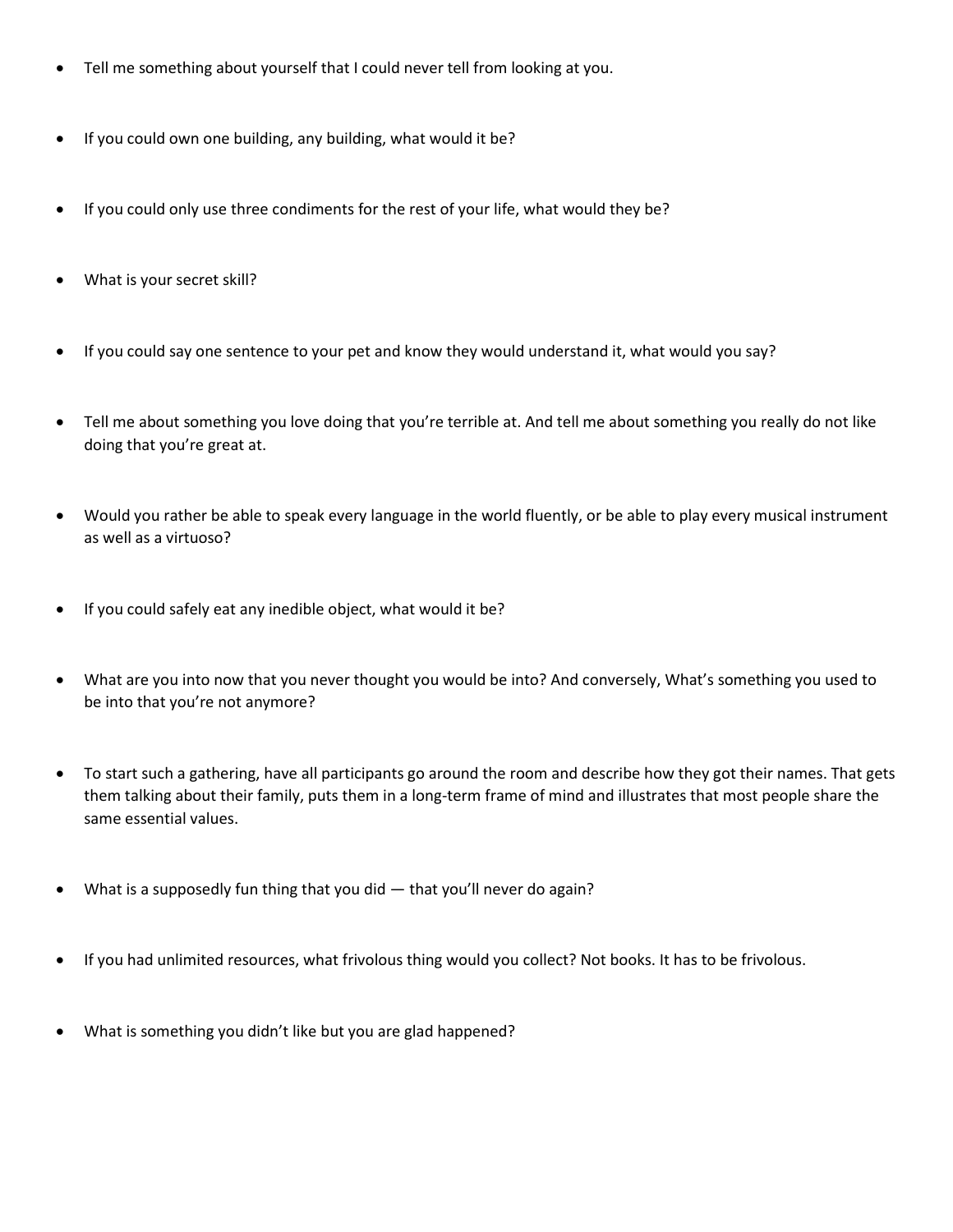- Tell me something about yourself that I could never tell from looking at you.
- If you could own one building, any building, what would it be?
- If you could only use three condiments for the rest of your life, what would they be?
- What is your secret skill?
- If you could say one sentence to your pet and know they would understand it, what would you say?
- Tell me about something you love doing that you're terrible at. And tell me about something you really do not like doing that you're great at.
- Would you rather be able to speak every language in the world fluently, or be able to play every musical instrument as well as a virtuoso?
- If you could safely eat any inedible object, what would it be?
- What are you into now that you never thought you would be into? And conversely, What's something you used to be into that you're not anymore?
- To start such a gathering, have all participants go around the room and describe how they got their names. That gets them talking about their family, puts them in a long-term frame of mind and illustrates that most people share the same essential values.
- What is a supposedly fun thing that you did — that you'll never do again?
- If you had unlimited resources, what frivolous thing would you collect? Not books. It has to be frivolous.
- What is something you didn't like but you are glad happened?